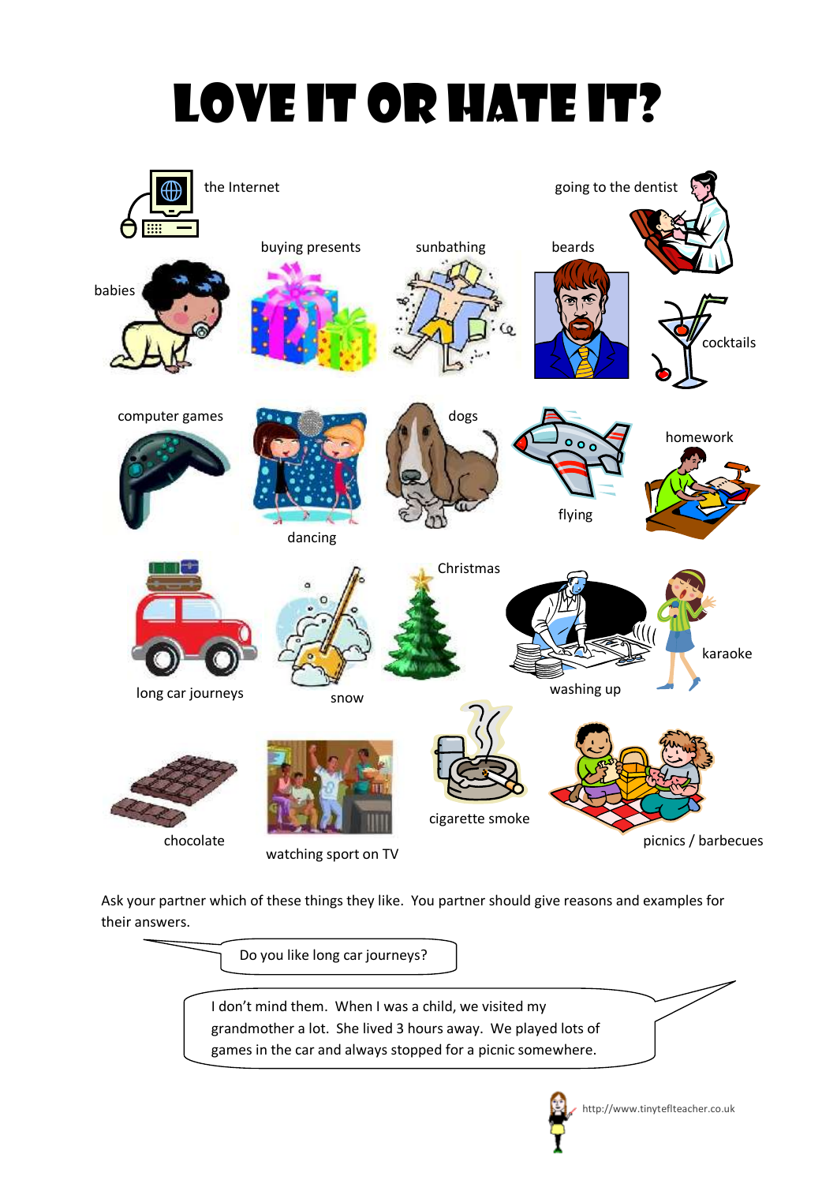# LOVE IT OR HATE IT?

the Internet

going to the dentist

buying presents

sunbathing

beards

babies

cocktails

computer games

dogs

homework

flying

dancing

Christmas

karaoke

long car journeys

snow

washing up

cigarette smoke

chocolate

watching sport on TV

picnics / barbecues

Ask your partner which of these things they like. You partner should give reasons and examples for their answers.

> Do you like long car journeys?

> I don't mind them. When I was a child, we visited my grandmother a lot. She lived 3 hours away. We played lots of games in the car and always stopped for a picnic somewhere.

http://www.tinyteflteacher.co.uk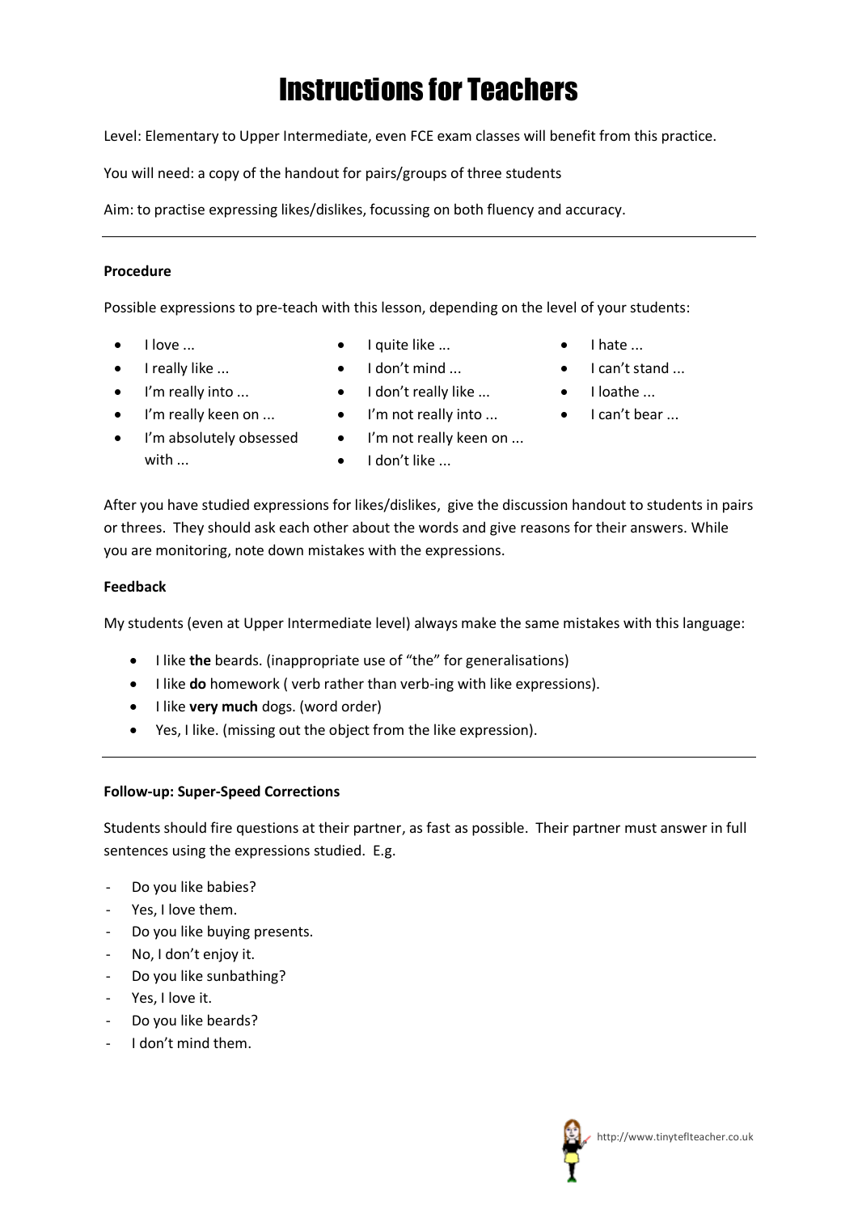# Instructions for Teachers

Level: Elementary to Upper Intermediate, even FCE exam classes will benefit from this practice.

You will need: a copy of the handout for pairs/groups of three students

Aim: to practise expressing likes/dislikes, focussing on both fluency and accuracy.

---

**Procedure**

Possible expressions to pre-teach with this lesson, depending on the level of your students:

- I love ...
- I really like ...
- I'm really into ...
- I'm really keen on ...
- I'm absolutely obsessed with ...
- I quite like ...
- I don't mind ...
- I don't really like ...
- I'm not really into ...
- I'm not really keen on ...
- I don't like ...
- I hate ...
- I can't stand ...
- I loathe ...
- I can't bear ...

After you have studied expressions for likes/dislikes, give the discussion handout to students in pairs or threes. They should ask each other about the words and give reasons for their answers. While you are monitoring, note down mistakes with the expressions.

**Feedback**

My students (even at Upper Intermediate level) always make the same mistakes with this language:

- I like **the** beards. (inappropriate use of "the" for generalisations)
- I like **do** homework ( verb rather than verb-ing with like expressions).
- I like **very much** dogs. (word order)
- Yes, I like. (missing out the object from the like expression).

---

**Follow-up: Super-Speed Corrections**

Students should fire questions at their partner, as fast as possible. Their partner must answer in full sentences using the expressions studied. E.g.

- Do you like babies?
- Yes, I love them.
- Do you like buying presents.
- No, I don't enjoy it.
- Do you like sunbathing?
- Yes, I love it.
- Do you like beards?
- I don't mind them.

http://www.tinyteflteacher.co.uk